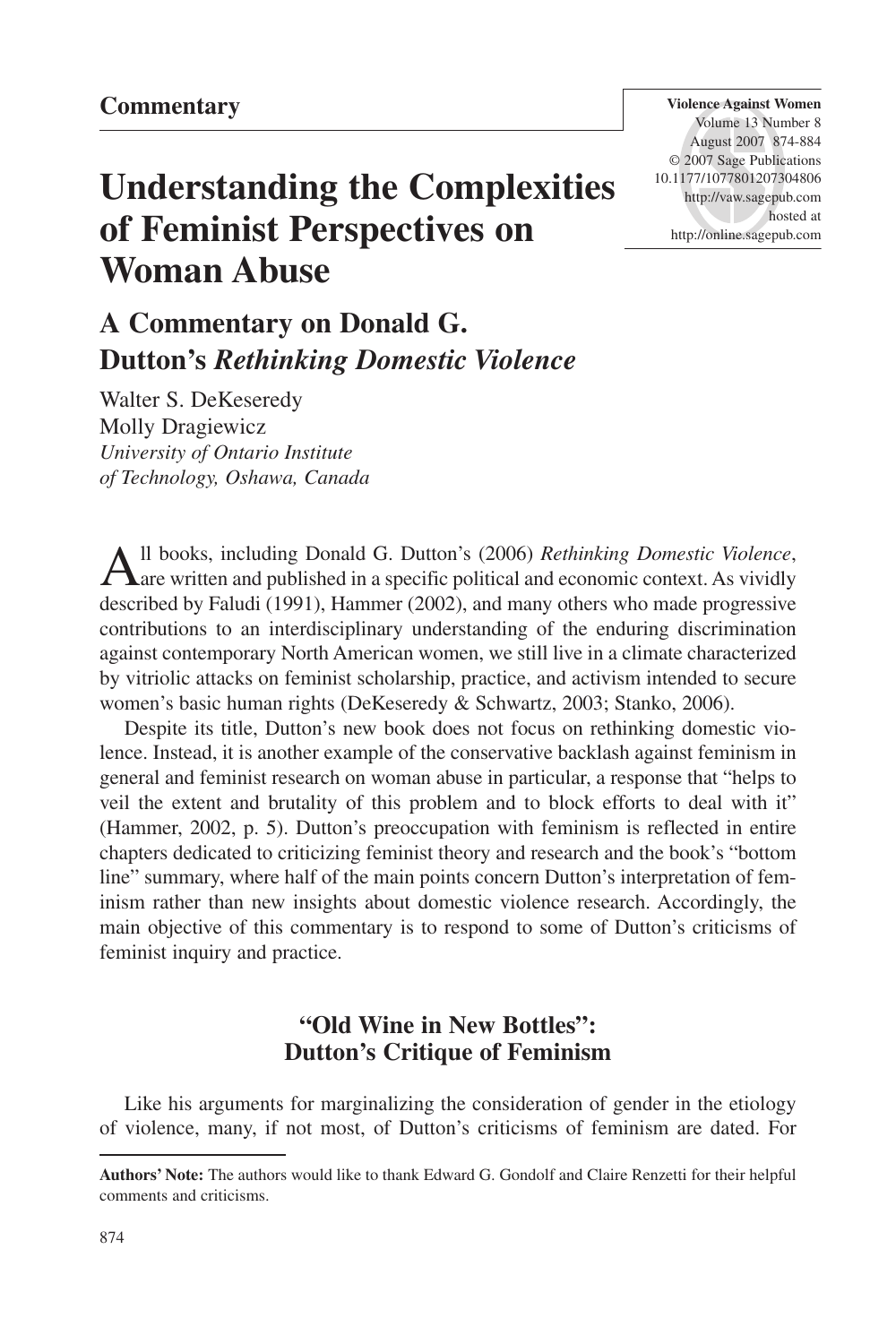**Commentary**

# Understanding the Complexities of Feminist Perspectives on Woman Abuse

## A Commentary on Donald G. Dutton's *Rethinking Domestic Violence*

Walter S. DeKeseredy
Molly Dragiewicz
*University of Ontario Institute of Technology, Oshawa, Canada*

All books, including Donald G. Dutton's (2006) *Rethinking Domestic Violence*, are written and published in a specific political and economic context. As vividly described by Faludi (1991), Hammer (2002), and many others who made progressive contributions to an interdisciplinary understanding of the enduring discrimination against contemporary North American women, we still live in a climate characterized by vitriolic attacks on feminist scholarship, practice, and activism intended to secure women's basic human rights (DeKeseredy & Schwartz, 2003; Stanko, 2006).

Despite its title, Dutton's new book does not focus on rethinking domestic violence. Instead, it is another example of the conservative backlash against feminism in general and feminist research on woman abuse in particular, a response that "helps to veil the extent and brutality of this problem and to block efforts to deal with it" (Hammer, 2002, p. 5). Dutton's preoccupation with feminism is reflected in entire chapters dedicated to criticizing feminist theory and research and the book's "bottom line" summary, where half of the main points concern Dutton's interpretation of feminism rather than new insights about domestic violence research. Accordingly, the main objective of this commentary is to respond to some of Dutton's criticisms of feminist inquiry and practice.

### "Old Wine in New Bottles": Dutton's Critique of Feminism

Like his arguments for marginalizing the consideration of gender in the etiology of violence, many, if not most, of Dutton's criticisms of feminism are dated. For

**Authors' Note:** The authors would like to thank Edward G. Gondolf and Claire Renzetti for their helpful comments and criticisms.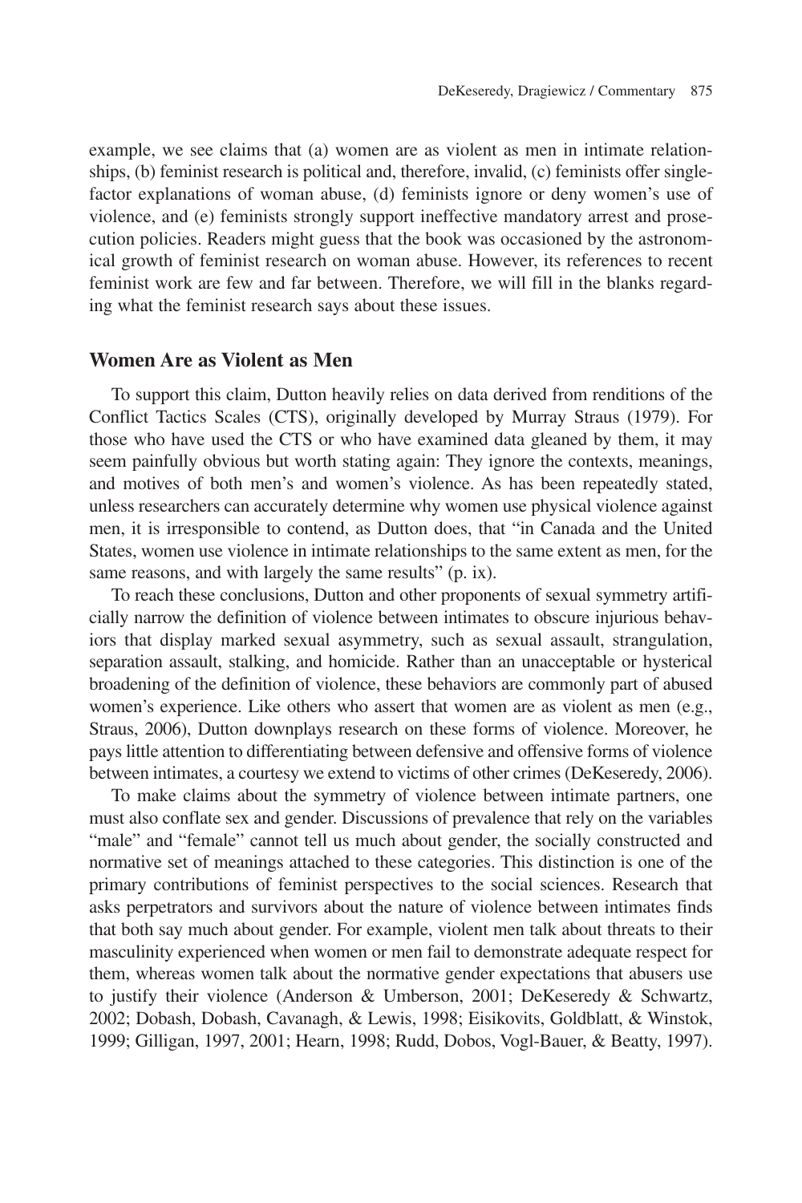example, we see claims that (a) women are as violent as men in intimate relationships, (b) feminist research is political and, therefore, invalid, (c) feminists offer single-factor explanations of woman abuse, (d) feminists ignore or deny women's use of violence, and (e) feminists strongly support ineffective mandatory arrest and prosecution policies. Readers might guess that the book was occasioned by the astronomical growth of feminist research on woman abuse. However, its references to recent feminist work are few and far between. Therefore, we will fill in the blanks regarding what the feminist research says about these issues.

## Women Are as Violent as Men

To support this claim, Dutton heavily relies on data derived from renditions of the Conflict Tactics Scales (CTS), originally developed by Murray Straus (1979). For those who have used the CTS or who have examined data gleaned by them, it may seem painfully obvious but worth stating again: They ignore the contexts, meanings, and motives of both men's and women's violence. As has been repeatedly stated, unless researchers can accurately determine why women use physical violence against men, it is irresponsible to contend, as Dutton does, that "in Canada and the United States, women use violence in intimate relationships to the same extent as men, for the same reasons, and with largely the same results" (p. ix).

To reach these conclusions, Dutton and other proponents of sexual symmetry artificially narrow the definition of violence between intimates to obscure injurious behaviors that display marked sexual asymmetry, such as sexual assault, strangulation, separation assault, stalking, and homicide. Rather than an unacceptable or hysterical broadening of the definition of violence, these behaviors are commonly part of abused women's experience. Like others who assert that women are as violent as men (e.g., Straus, 2006), Dutton downplays research on these forms of violence. Moreover, he pays little attention to differentiating between defensive and offensive forms of violence between intimates, a courtesy we extend to victims of other crimes (DeKeseredy, 2006).

To make claims about the symmetry of violence between intimate partners, one must also conflate sex and gender. Discussions of prevalence that rely on the variables "male" and "female" cannot tell us much about gender, the socially constructed and normative set of meanings attached to these categories. This distinction is one of the primary contributions of feminist perspectives to the social sciences. Research that asks perpetrators and survivors about the nature of violence between intimates finds that both say much about gender. For example, violent men talk about threats to their masculinity experienced when women or men fail to demonstrate adequate respect for them, whereas women talk about the normative gender expectations that abusers use to justify their violence (Anderson & Umberson, 2001; DeKeseredy & Schwartz, 2002; Dobash, Dobash, Cavanagh, & Lewis, 1998; Eisikovits, Goldblatt, & Winstok, 1999; Gilligan, 1997, 2001; Hearn, 1998; Rudd, Dobos, Vogl-Bauer, & Beatty, 1997).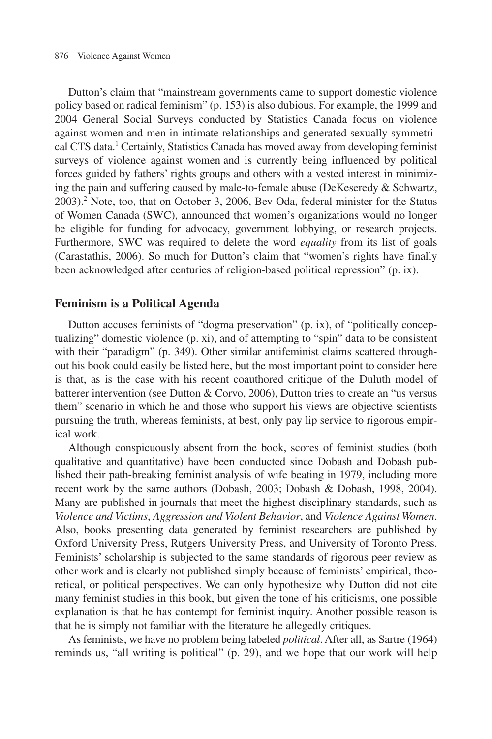Dutton's claim that "mainstream governments came to support domestic violence policy based on radical feminism" (p. 153) is also dubious. For example, the 1999 and 2004 General Social Surveys conducted by Statistics Canada focus on violence against women and men in intimate relationships and generated sexually symmetrical CTS data.[1] Certainly, Statistics Canada has moved away from developing feminist surveys of violence against women and is currently being influenced by political forces guided by fathers' rights groups and others with a vested interest in minimizing the pain and suffering caused by male-to-female abuse (DeKeseredy & Schwartz, 2003).[2] Note, too, that on October 3, 2006, Bev Oda, federal minister for the Status of Women Canada (SWC), announced that women's organizations would no longer be eligible for funding for advocacy, government lobbying, or research projects. Furthermore, SWC was required to delete the word *equality* from its list of goals (Carastathis, 2006). So much for Dutton's claim that "women's rights have finally been acknowledged after centuries of religion-based political repression" (p. ix).

## Feminism is a Political Agenda

Dutton accuses feminists of "dogma preservation" (p. ix), of "politically conceptualizing" domestic violence (p. xi), and of attempting to "spin" data to be consistent with their "paradigm" (p. 349). Other similar antifeminist claims scattered throughout his book could easily be listed here, but the most important point to consider here is that, as is the case with his recent coauthored critique of the Duluth model of batterer intervention (see Dutton & Corvo, 2006), Dutton tries to create an "us versus them" scenario in which he and those who support his views are objective scientists pursuing the truth, whereas feminists, at best, only pay lip service to rigorous empirical work.

Although conspicuously absent from the book, scores of feminist studies (both qualitative and quantitative) have been conducted since Dobash and Dobash published their path-breaking feminist analysis of wife beating in 1979, including more recent work by the same authors (Dobash, 2003; Dobash & Dobash, 1998, 2004). Many are published in journals that meet the highest disciplinary standards, such as *Violence and Victims*, *Aggression and Violent Behavior*, and *Violence Against Women*. Also, books presenting data generated by feminist researchers are published by Oxford University Press, Rutgers University Press, and University of Toronto Press. Feminists' scholarship is subjected to the same standards of rigorous peer review as other work and is clearly not published simply because of feminists' empirical, theoretical, or political perspectives. We can only hypothesize why Dutton did not cite many feminist studies in this book, but given the tone of his criticisms, one possible explanation is that he has contempt for feminist inquiry. Another possible reason is that he is simply not familiar with the literature he allegedly critiques.

As feminists, we have no problem being labeled *political*. After all, as Sartre (1964) reminds us, "all writing is political" (p. 29), and we hope that our work will help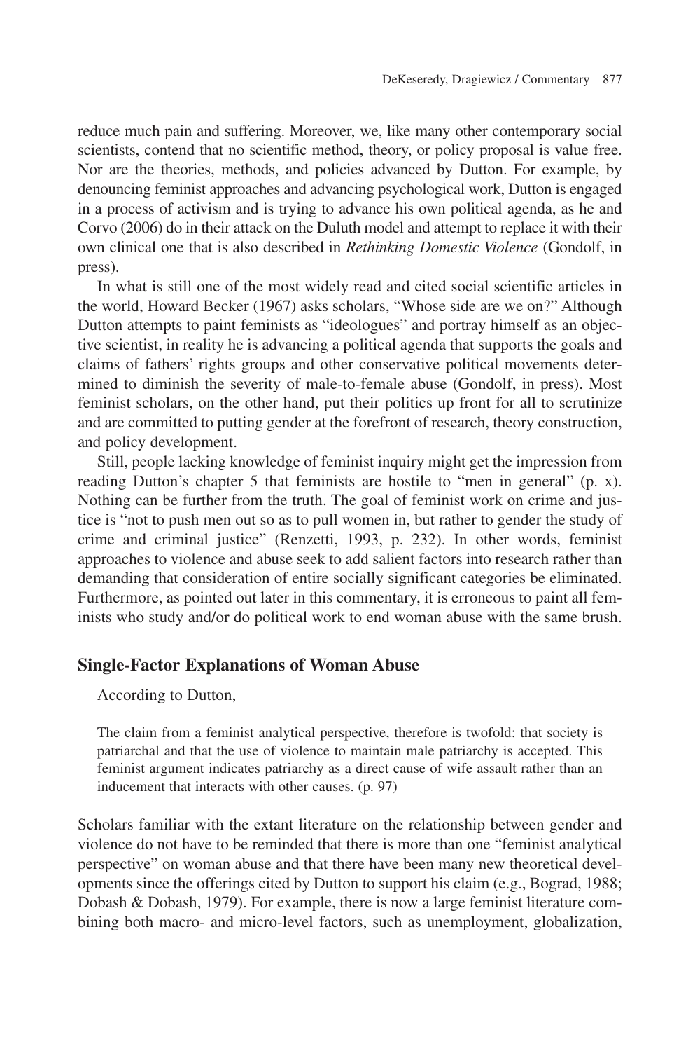reduce much pain and suffering. Moreover, we, like many other contemporary social scientists, contend that no scientific method, theory, or policy proposal is value free. Nor are the theories, methods, and policies advanced by Dutton. For example, by denouncing feminist approaches and advancing psychological work, Dutton is engaged in a process of activism and is trying to advance his own political agenda, as he and Corvo (2006) do in their attack on the Duluth model and attempt to replace it with their own clinical one that is also described in *Rethinking Domestic Violence* (Gondolf, in press).

In what is still one of the most widely read and cited social scientific articles in the world, Howard Becker (1967) asks scholars, "Whose side are we on?" Although Dutton attempts to paint feminists as "ideologues" and portray himself as an objective scientist, in reality he is advancing a political agenda that supports the goals and claims of fathers' rights groups and other conservative political movements determined to diminish the severity of male-to-female abuse (Gondolf, in press). Most feminist scholars, on the other hand, put their politics up front for all to scrutinize and are committed to putting gender at the forefront of research, theory construction, and policy development.

Still, people lacking knowledge of feminist inquiry might get the impression from reading Dutton's chapter 5 that feminists are hostile to "men in general" (p. x). Nothing can be further from the truth. The goal of feminist work on crime and justice is "not to push men out so as to pull women in, but rather to gender the study of crime and criminal justice" (Renzetti, 1993, p. 232). In other words, feminist approaches to violence and abuse seek to add salient factors into research rather than demanding that consideration of entire socially significant categories be eliminated. Furthermore, as pointed out later in this commentary, it is erroneous to paint all feminists who study and/or do political work to end woman abuse with the same brush.

## Single-Factor Explanations of Woman Abuse

According to Dutton,

> The claim from a feminist analytical perspective, therefore is twofold: that society is patriarchal and that the use of violence to maintain male patriarchy is accepted. This feminist argument indicates patriarchy as a direct cause of wife assault rather than an inducement that interacts with other causes. (p. 97)

Scholars familiar with the extant literature on the relationship between gender and violence do not have to be reminded that there is more than one "feminist analytical perspective" on woman abuse and that there have been many new theoretical developments since the offerings cited by Dutton to support his claim (e.g., Bograd, 1988; Dobash & Dobash, 1979). For example, there is now a large feminist literature combining both macro- and micro-level factors, such as unemployment, globalization,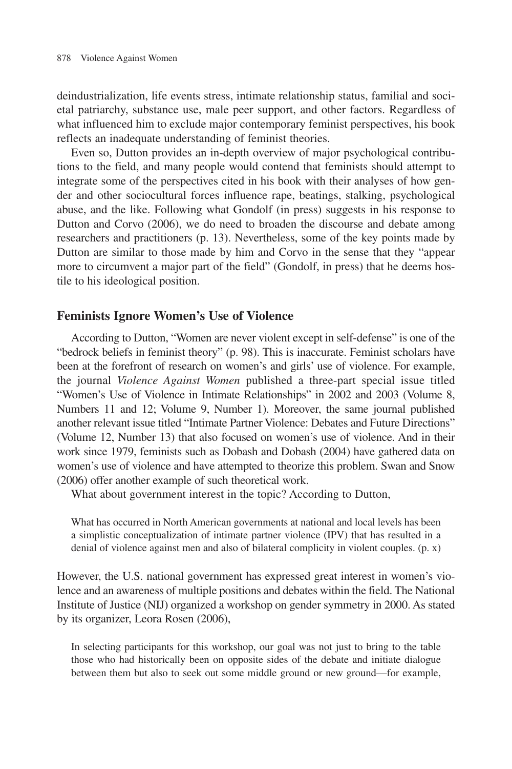deindustrialization, life events stress, intimate relationship status, familial and societal patriarchy, substance use, male peer support, and other factors. Regardless of what influenced him to exclude major contemporary feminist perspectives, his book reflects an inadequate understanding of feminist theories.

Even so, Dutton provides an in-depth overview of major psychological contributions to the field, and many people would contend that feminists should attempt to integrate some of the perspectives cited in his book with their analyses of how gender and other sociocultural forces influence rape, beatings, stalking, psychological abuse, and the like. Following what Gondolf (in press) suggests in his response to Dutton and Corvo (2006), we do need to broaden the discourse and debate among researchers and practitioners (p. 13). Nevertheless, some of the key points made by Dutton are similar to those made by him and Corvo in the sense that they "appear more to circumvent a major part of the field" (Gondolf, in press) that he deems hostile to his ideological position.

## Feminists Ignore Women's Use of Violence

According to Dutton, "Women are never violent except in self-defense" is one of the "bedrock beliefs in feminist theory" (p. 98). This is inaccurate. Feminist scholars have been at the forefront of research on women's and girls' use of violence. For example, the journal *Violence Against Women* published a three-part special issue titled "Women's Use of Violence in Intimate Relationships" in 2002 and 2003 (Volume 8, Numbers 11 and 12; Volume 9, Number 1). Moreover, the same journal published another relevant issue titled "Intimate Partner Violence: Debates and Future Directions" (Volume 12, Number 13) that also focused on women's use of violence. And in their work since 1979, feminists such as Dobash and Dobash (2004) have gathered data on women's use of violence and have attempted to theorize this problem. Swan and Snow (2006) offer another example of such theoretical work.

What about government interest in the topic? According to Dutton,

> What has occurred in North American governments at national and local levels has been a simplistic conceptualization of intimate partner violence (IPV) that has resulted in a denial of violence against men and also of bilateral complicity in violent couples. (p. x)

However, the U.S. national government has expressed great interest in women's violence and an awareness of multiple positions and debates within the field. The National Institute of Justice (NIJ) organized a workshop on gender symmetry in 2000. As stated by its organizer, Leora Rosen (2006),

> In selecting participants for this workshop, our goal was not just to bring to the table those who had historically been on opposite sides of the debate and initiate dialogue between them but also to seek out some middle ground or new ground—for example,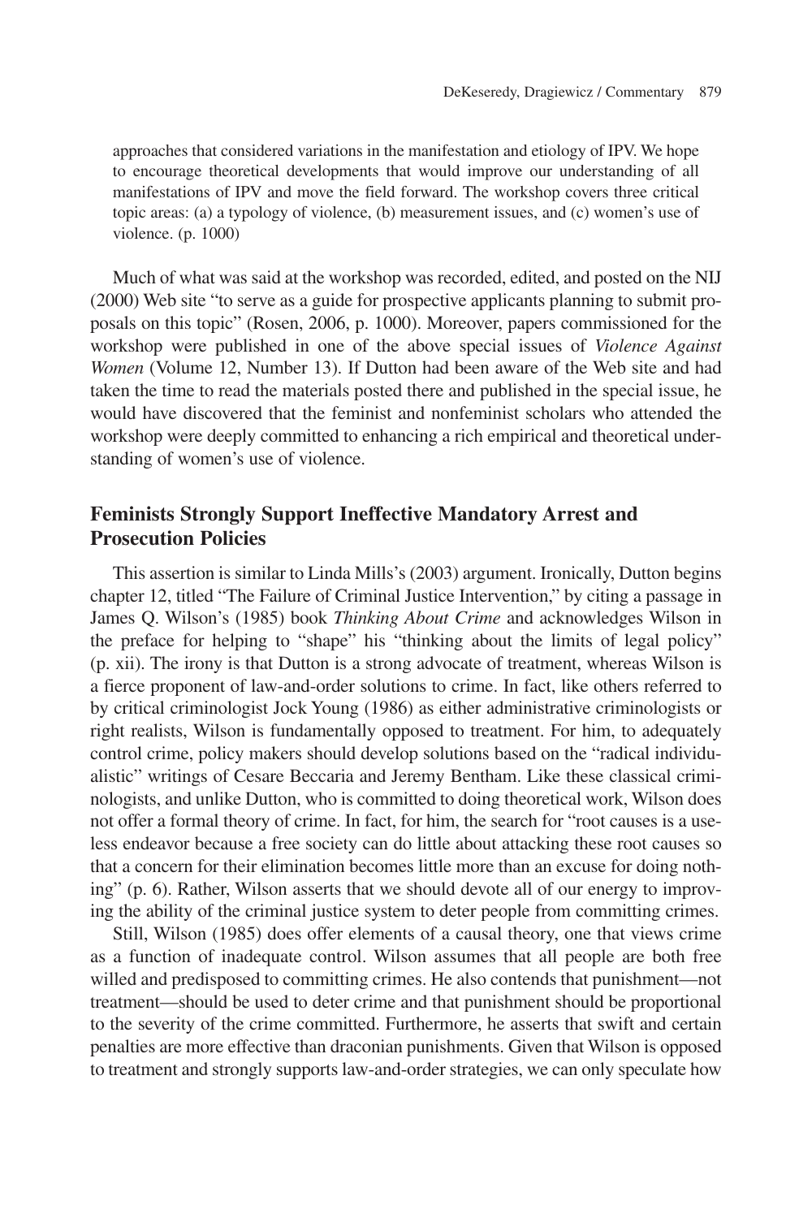> approaches that considered variations in the manifestation and etiology of IPV. We hope to encourage theoretical developments that would improve our understanding of all manifestations of IPV and move the field forward. The workshop covers three critical topic areas: (a) a typology of violence, (b) measurement issues, and (c) women's use of violence. (p. 1000)

Much of what was said at the workshop was recorded, edited, and posted on the NIJ (2000) Web site "to serve as a guide for prospective applicants planning to submit proposals on this topic" (Rosen, 2006, p. 1000). Moreover, papers commissioned for the workshop were published in one of the above special issues of *Violence Against Women* (Volume 12, Number 13). If Dutton had been aware of the Web site and had taken the time to read the materials posted there and published in the special issue, he would have discovered that the feminist and nonfeminist scholars who attended the workshop were deeply committed to enhancing a rich empirical and theoretical understanding of women's use of violence.

## Feminists Strongly Support Ineffective Mandatory Arrest and Prosecution Policies

This assertion is similar to Linda Mills's (2003) argument. Ironically, Dutton begins chapter 12, titled "The Failure of Criminal Justice Intervention," by citing a passage in James Q. Wilson's (1985) book *Thinking About Crime* and acknowledges Wilson in the preface for helping to "shape" his "thinking about the limits of legal policy" (p. xii). The irony is that Dutton is a strong advocate of treatment, whereas Wilson is a fierce proponent of law-and-order solutions to crime. In fact, like others referred to by critical criminologist Jock Young (1986) as either administrative criminologists or right realists, Wilson is fundamentally opposed to treatment. For him, to adequately control crime, policy makers should develop solutions based on the "radical individualistic" writings of Cesare Beccaria and Jeremy Bentham. Like these classical criminologists, and unlike Dutton, who is committed to doing theoretical work, Wilson does not offer a formal theory of crime. In fact, for him, the search for "root causes is a useless endeavor because a free society can do little about attacking these root causes so that a concern for their elimination becomes little more than an excuse for doing nothing" (p. 6). Rather, Wilson asserts that we should devote all of our energy to improving the ability of the criminal justice system to deter people from committing crimes.

Still, Wilson (1985) does offer elements of a causal theory, one that views crime as a function of inadequate control. Wilson assumes that all people are both free willed and predisposed to committing crimes. He also contends that punishment—not treatment—should be used to deter crime and that punishment should be proportional to the severity of the crime committed. Furthermore, he asserts that swift and certain penalties are more effective than draconian punishments. Given that Wilson is opposed to treatment and strongly supports law-and-order strategies, we can only speculate how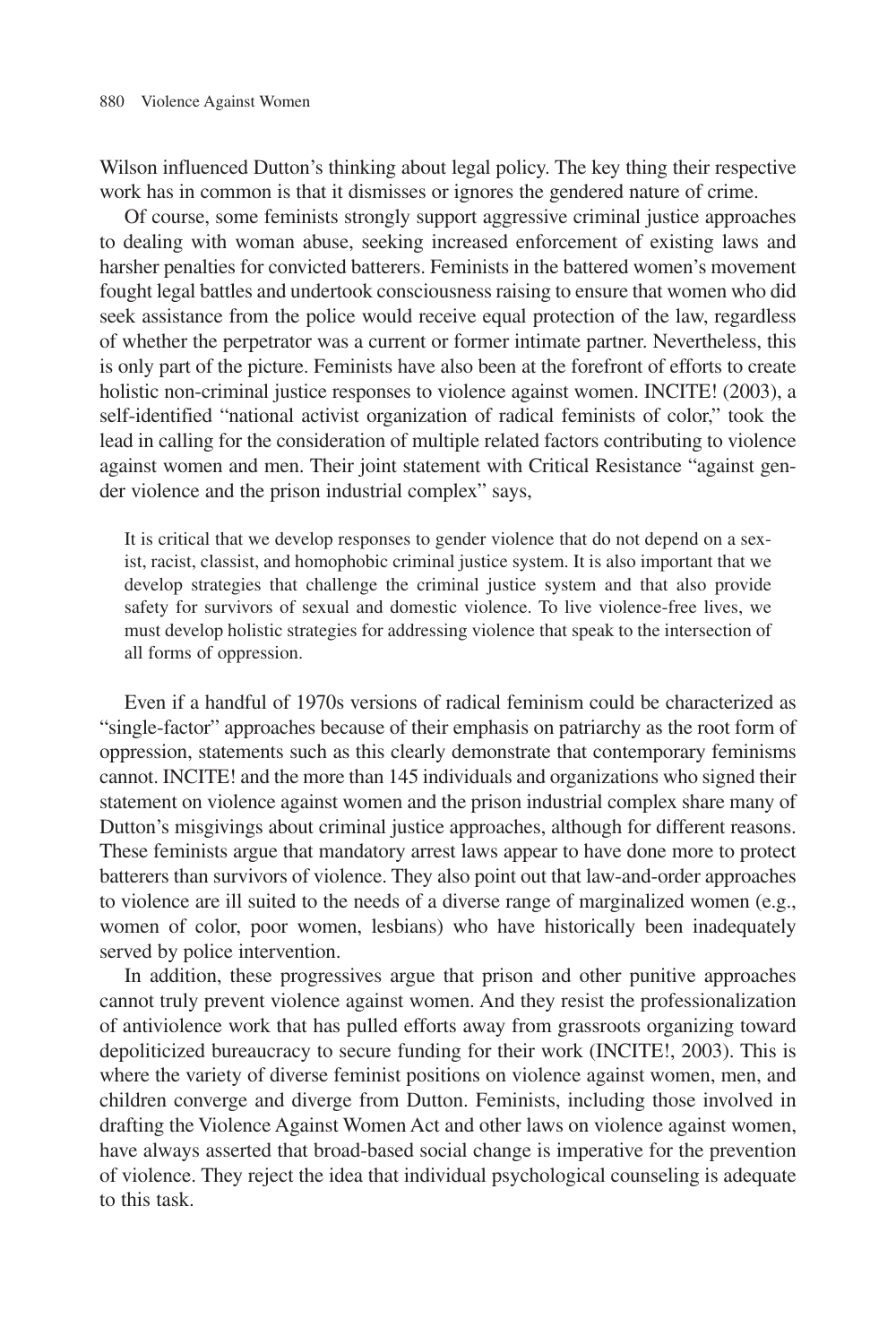Wilson influenced Dutton's thinking about legal policy. The key thing their respective work has in common is that it dismisses or ignores the gendered nature of crime.

Of course, some feminists strongly support aggressive criminal justice approaches to dealing with woman abuse, seeking increased enforcement of existing laws and harsher penalties for convicted batterers. Feminists in the battered women's movement fought legal battles and undertook consciousness raising to ensure that women who did seek assistance from the police would receive equal protection of the law, regardless of whether the perpetrator was a current or former intimate partner. Nevertheless, this is only part of the picture. Feminists have also been at the forefront of efforts to create holistic non-criminal justice responses to violence against women. INCITE! (2003), a self-identified "national activist organization of radical feminists of color," took the lead in calling for the consideration of multiple related factors contributing to violence against women and men. Their joint statement with Critical Resistance "against gender violence and the prison industrial complex" says,

> It is critical that we develop responses to gender violence that do not depend on a sexist, racist, classist, and homophobic criminal justice system. It is also important that we develop strategies that challenge the criminal justice system and that also provide safety for survivors of sexual and domestic violence. To live violence-free lives, we must develop holistic strategies for addressing violence that speak to the intersection of all forms of oppression.

Even if a handful of 1970s versions of radical feminism could be characterized as "single-factor" approaches because of their emphasis on patriarchy as the root form of oppression, statements such as this clearly demonstrate that contemporary feminisms cannot. INCITE! and the more than 145 individuals and organizations who signed their statement on violence against women and the prison industrial complex share many of Dutton's misgivings about criminal justice approaches, although for different reasons. These feminists argue that mandatory arrest laws appear to have done more to protect batterers than survivors of violence. They also point out that law-and-order approaches to violence are ill suited to the needs of a diverse range of marginalized women (e.g., women of color, poor women, lesbians) who have historically been inadequately served by police intervention.

In addition, these progressives argue that prison and other punitive approaches cannot truly prevent violence against women. And they resist the professionalization of antiviolence work that has pulled efforts away from grassroots organizing toward depoliticized bureaucracy to secure funding for their work (INCITE!, 2003). This is where the variety of diverse feminist positions on violence against women, men, and children converge and diverge from Dutton. Feminists, including those involved in drafting the Violence Against Women Act and other laws on violence against women, have always asserted that broad-based social change is imperative for the prevention of violence. They reject the idea that individual psychological counseling is adequate to this task.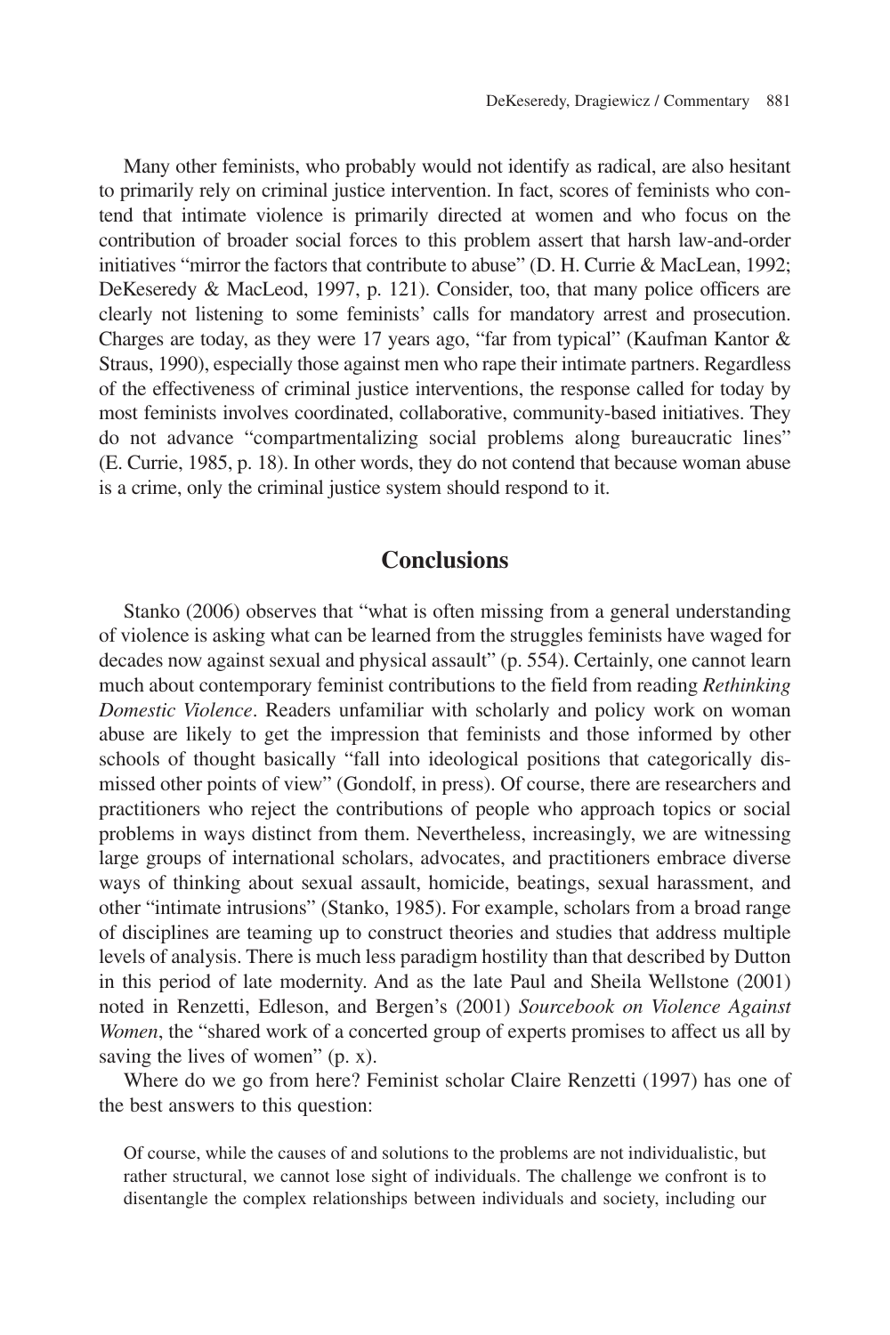Many other feminists, who probably would not identify as radical, are also hesitant to primarily rely on criminal justice intervention. In fact, scores of feminists who contend that intimate violence is primarily directed at women and who focus on the contribution of broader social forces to this problem assert that harsh law-and-order initiatives "mirror the factors that contribute to abuse" (D. H. Currie & MacLean, 1992; DeKeseredy & MacLeod, 1997, p. 121). Consider, too, that many police officers are clearly not listening to some feminists' calls for mandatory arrest and prosecution. Charges are today, as they were 17 years ago, "far from typical" (Kaufman Kantor & Straus, 1990), especially those against men who rape their intimate partners. Regardless of the effectiveness of criminal justice interventions, the response called for today by most feminists involves coordinated, collaborative, community-based initiatives. They do not advance "compartmentalizing social problems along bureaucratic lines" (E. Currie, 1985, p. 18). In other words, they do not contend that because woman abuse is a crime, only the criminal justice system should respond to it.

## Conclusions

Stanko (2006) observes that "what is often missing from a general understanding of violence is asking what can be learned from the struggles feminists have waged for decades now against sexual and physical assault" (p. 554). Certainly, one cannot learn much about contemporary feminist contributions to the field from reading *Rethinking Domestic Violence*. Readers unfamiliar with scholarly and policy work on woman abuse are likely to get the impression that feminists and those informed by other schools of thought basically "fall into ideological positions that categorically dismissed other points of view" (Gondolf, in press). Of course, there are researchers and practitioners who reject the contributions of people who approach topics or social problems in ways distinct from them. Nevertheless, increasingly, we are witnessing large groups of international scholars, advocates, and practitioners embrace diverse ways of thinking about sexual assault, homicide, beatings, sexual harassment, and other "intimate intrusions" (Stanko, 1985). For example, scholars from a broad range of disciplines are teaming up to construct theories and studies that address multiple levels of analysis. There is much less paradigm hostility than that described by Dutton in this period of late modernity. And as the late Paul and Sheila Wellstone (2001) noted in Renzetti, Edleson, and Bergen's (2001) *Sourcebook on Violence Against Women*, the "shared work of a concerted group of experts promises to affect us all by saving the lives of women" (p. x).

Where do we go from here? Feminist scholar Claire Renzetti (1997) has one of the best answers to this question:

> Of course, while the causes of and solutions to the problems are not individualistic, but rather structural, we cannot lose sight of individuals. The challenge we confront is to disentangle the complex relationships between individuals and society, including our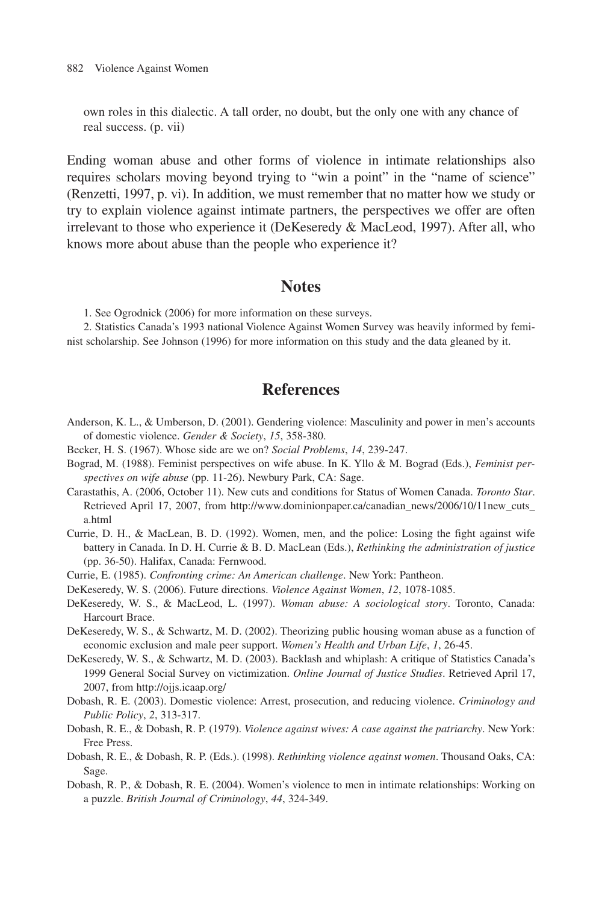own roles in this dialectic. A tall order, no doubt, but the only one with any chance of real success. (p. vii)

Ending woman abuse and other forms of violence in intimate relationships also requires scholars moving beyond trying to "win a point" in the "name of science" (Renzetti, 1997, p. vi). In addition, we must remember that no matter how we study or try to explain violence against intimate partners, the perspectives we offer are often irrelevant to those who experience it (DeKeseredy & MacLeod, 1997). After all, who knows more about abuse than the people who experience it?

## Notes

1. See Ogrodnick (2006) for more information on these surveys.

2. Statistics Canada's 1993 national Violence Against Women Survey was heavily informed by feminist scholarship. See Johnson (1996) for more information on this study and the data gleaned by it.

## References

Anderson, K. L., & Umberson, D. (2001). Gendering violence: Masculinity and power in men's accounts of domestic violence. *Gender & Society*, *15*, 358-380.

Becker, H. S. (1967). Whose side are we on? *Social Problems*, *14*, 239-247.

Bograd, M. (1988). Feminist perspectives on wife abuse. In K. Yllo & M. Bograd (Eds.), *Feminist perspectives on wife abuse* (pp. 11-26). Newbury Park, CA: Sage.

Carastathis, A. (2006, October 11). New cuts and conditions for Status of Women Canada. *Toronto Star*. Retrieved April 17, 2007, from http://www.dominionpaper.ca/canadian_news/2006/10/11new_cuts_a.html

Currie, D. H., & MacLean, B. D. (1992). Women, men, and the police: Losing the fight against wife battery in Canada. In D. H. Currie & B. D. MacLean (Eds.), *Rethinking the administration of justice* (pp. 36-50). Halifax, Canada: Fernwood.

Currie, E. (1985). *Confronting crime: An American challenge*. New York: Pantheon.

DeKeseredy, W. S. (2006). Future directions. *Violence Against Women*, *12*, 1078-1085.

DeKeseredy, W. S., & MacLeod, L. (1997). *Woman abuse: A sociological story*. Toronto, Canada: Harcourt Brace.

DeKeseredy, W. S., & Schwartz, M. D. (2002). Theorizing public housing woman abuse as a function of economic exclusion and male peer support. *Women's Health and Urban Life*, *1*, 26-45.

DeKeseredy, W. S., & Schwartz, M. D. (2003). Backlash and whiplash: A critique of Statistics Canada's 1999 General Social Survey on victimization. *Online Journal of Justice Studies*. Retrieved April 17, 2007, from http://ojjs.icaap.org/

Dobash, R. E. (2003). Domestic violence: Arrest, prosecution, and reducing violence. *Criminology and Public Policy*, *2*, 313-317.

Dobash, R. E., & Dobash, R. P. (1979). *Violence against wives: A case against the patriarchy*. New York: Free Press.

Dobash, R. E., & Dobash, R. P. (Eds.). (1998). *Rethinking violence against women*. Thousand Oaks, CA: Sage.

Dobash, R. P., & Dobash, R. E. (2004). Women's violence to men in intimate relationships: Working on a puzzle. *British Journal of Criminology*, *44*, 324-349.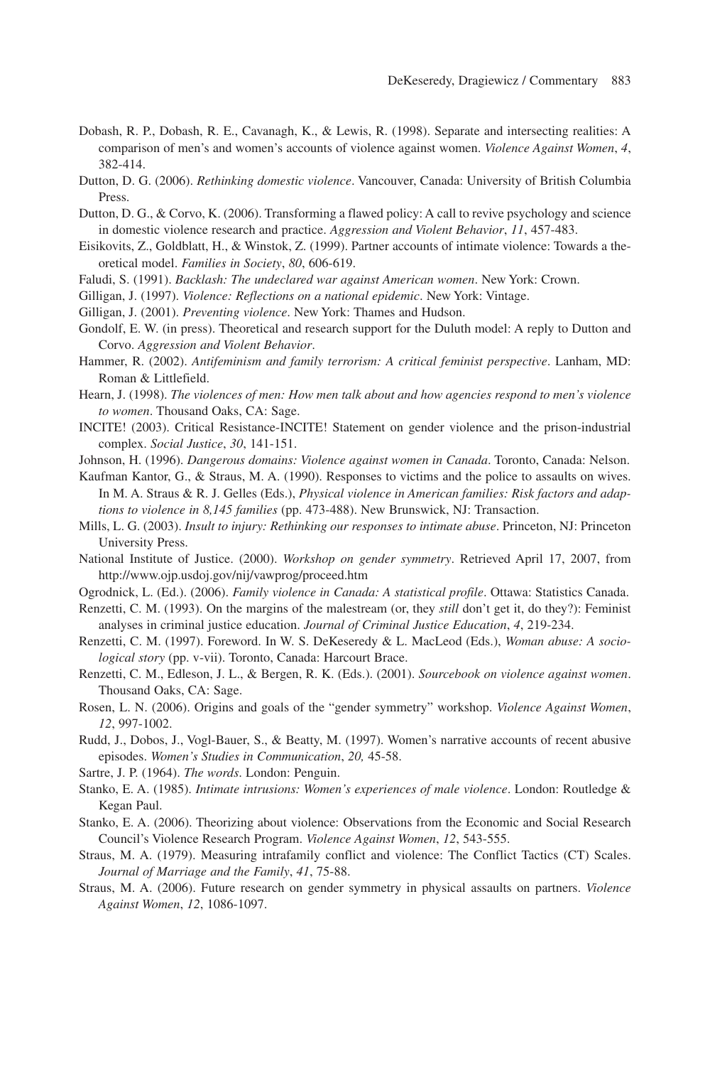Dobash, R. P., Dobash, R. E., Cavanagh, K., & Lewis, R. (1998). Separate and intersecting realities: A comparison of men's and women's accounts of violence against women. *Violence Against Women*, *4*, 382-414.

Dutton, D. G. (2006). *Rethinking domestic violence*. Vancouver, Canada: University of British Columbia Press.

Dutton, D. G., & Corvo, K. (2006). Transforming a flawed policy: A call to revive psychology and science in domestic violence research and practice. *Aggression and Violent Behavior*, *11*, 457-483.

Eisikovits, Z., Goldblatt, H., & Winstok, Z. (1999). Partner accounts of intimate violence: Towards a theoretical model. *Families in Society*, *80*, 606-619.

Faludi, S. (1991). *Backlash: The undeclared war against American women*. New York: Crown.

Gilligan, J. (1997). *Violence: Reflections on a national epidemic*. New York: Vintage.

Gilligan, J. (2001). *Preventing violence*. New York: Thames and Hudson.

Gondolf, E. W. (in press). Theoretical and research support for the Duluth model: A reply to Dutton and Corvo. *Aggression and Violent Behavior*.

Hammer, R. (2002). *Antifeminism and family terrorism: A critical feminist perspective*. Lanham, MD: Roman & Littlefield.

Hearn, J. (1998). *The violences of men: How men talk about and how agencies respond to men's violence to women*. Thousand Oaks, CA: Sage.

INCITE! (2003). Critical Resistance-INCITE! Statement on gender violence and the prison-industrial complex. *Social Justice*, *30*, 141-151.

Johnson, H. (1996). *Dangerous domains: Violence against women in Canada*. Toronto, Canada: Nelson.

Kaufman Kantor, G., & Straus, M. A. (1990). Responses to victims and the police to assaults on wives. In M. A. Straus & R. J. Gelles (Eds.), *Physical violence in American families: Risk factors and adaptions to violence in 8,145 families* (pp. 473-488). New Brunswick, NJ: Transaction.

Mills, L. G. (2003). *Insult to injury: Rethinking our responses to intimate abuse*. Princeton, NJ: Princeton University Press.

National Institute of Justice. (2000). *Workshop on gender symmetry*. Retrieved April 17, 2007, from http://www.ojp.usdoj.gov/nij/vawprog/proceed.htm

Ogrodnick, L. (Ed.). (2006). *Family violence in Canada: A statistical profile*. Ottawa: Statistics Canada.

Renzetti, C. M. (1993). On the margins of the malestream (or, they *still* don't get it, do they?): Feminist analyses in criminal justice education. *Journal of Criminal Justice Education*, *4*, 219-234.

Renzetti, C. M. (1997). Foreword. In W. S. DeKeseredy & L. MacLeod (Eds.), *Woman abuse: A sociological story* (pp. v-vii). Toronto, Canada: Harcourt Brace.

Renzetti, C. M., Edleson, J. L., & Bergen, R. K. (Eds.). (2001). *Sourcebook on violence against women*. Thousand Oaks, CA: Sage.

Rosen, L. N. (2006). Origins and goals of the "gender symmetry" workshop. *Violence Against Women*, *12*, 997-1002.

Rudd, J., Dobos, J., Vogl-Bauer, S., & Beatty, M. (1997). Women's narrative accounts of recent abusive episodes. *Women's Studies in Communication*, *20,* 45-58.

Sartre, J. P. (1964). *The words*. London: Penguin.

Stanko, E. A. (1985). *Intimate intrusions: Women's experiences of male violence*. London: Routledge & Kegan Paul.

Stanko, E. A. (2006). Theorizing about violence: Observations from the Economic and Social Research Council's Violence Research Program. *Violence Against Women*, *12*, 543-555.

Straus, M. A. (1979). Measuring intrafamily conflict and violence: The Conflict Tactics (CT) Scales. *Journal of Marriage and the Family*, *41*, 75-88.

Straus, M. A. (2006). Future research on gender symmetry in physical assaults on partners. *Violence Against Women*, *12*, 1086-1097.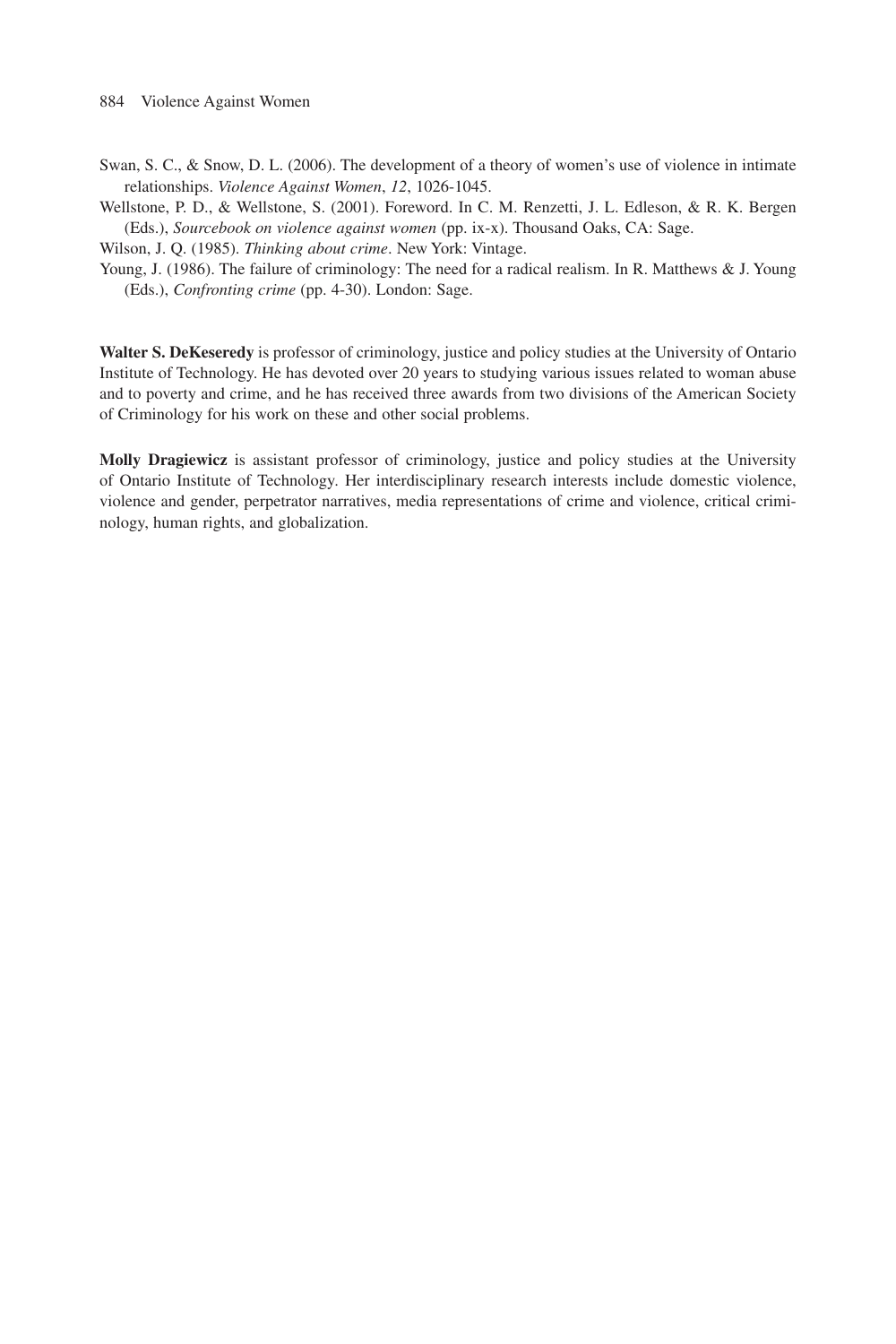Swan, S. C., & Snow, D. L. (2006). The development of a theory of women's use of violence in intimate relationships. *Violence Against Women*, *12*, 1026-1045.

Wellstone, P. D., & Wellstone, S. (2001). Foreword. In C. M. Renzetti, J. L. Edleson, & R. K. Bergen (Eds.), *Sourcebook on violence against women* (pp. ix-x). Thousand Oaks, CA: Sage.

Wilson, J. Q. (1985). *Thinking about crime*. New York: Vintage.

Young, J. (1986). The failure of criminology: The need for a radical realism. In R. Matthews & J. Young (Eds.), *Confronting crime* (pp. 4-30). London: Sage.

**Walter S. DeKeseredy** is professor of criminology, justice and policy studies at the University of Ontario Institute of Technology. He has devoted over 20 years to studying various issues related to woman abuse and to poverty and crime, and he has received three awards from two divisions of the American Society of Criminology for his work on these and other social problems.

**Molly Dragiewicz** is assistant professor of criminology, justice and policy studies at the University of Ontario Institute of Technology. Her interdisciplinary research interests include domestic violence, violence and gender, perpetrator narratives, media representations of crime and violence, critical criminology, human rights, and globalization.